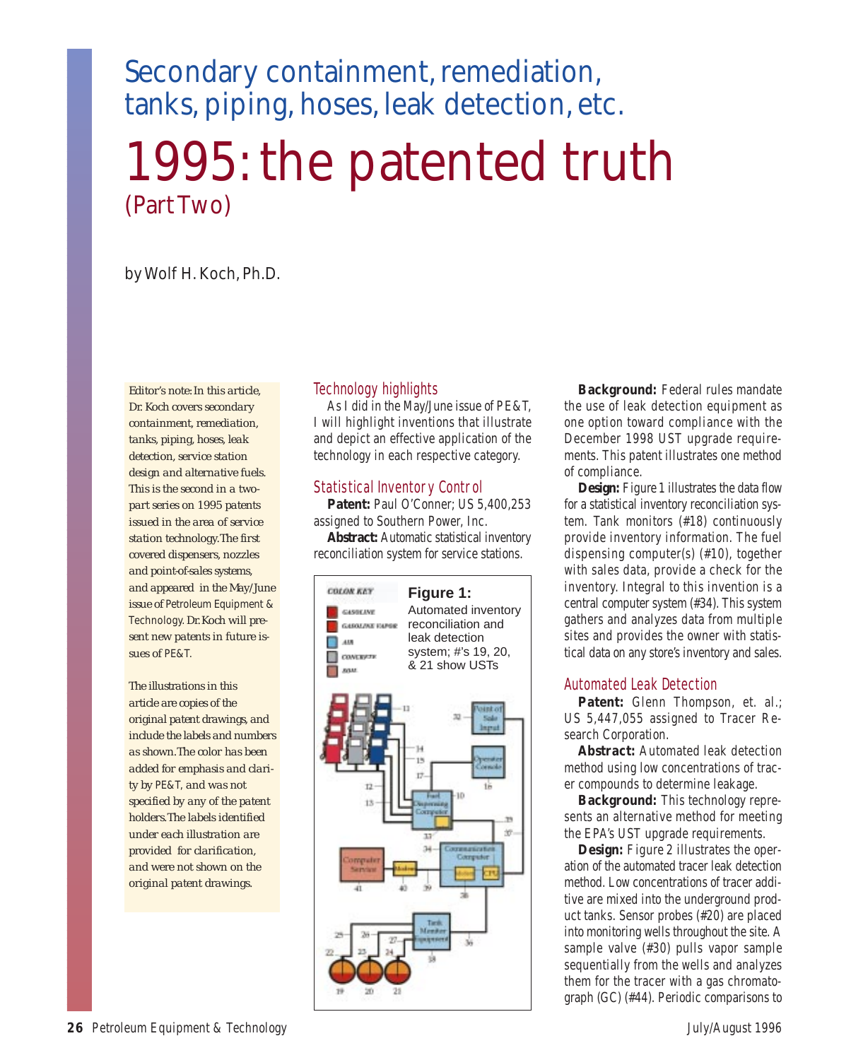# Secondary containment, remediation, tanks, piping, hoses, leak detection, etc.

# 1995: the patented truth

## (Part Two)

by Wolf H. Koch, Ph.D.

*Editor's note: In this article, Dr. Koch covers secondary containment, remediation, tanks, piping, hoses, leak detection, service station design and alternative fuels. This is the second in a two-part series on 1995 patents issued in the area of service station technology. The first covered dispensers, nozzles and point-of-sales systems, and appeared in the May/June issue of Petroleum Equipment & Technology. Dr. Koch will present new patents in future issues of PE&T.*

*The illustrations in this article are copies of the original patent drawings, and include the labels and numbers as shown. The color has been added for emphasis and clarity by PE&T, and was not specified by any of the patent holders. The labels identified under each illustration are provided for clarification, and were not shown on the original patent drawings.*

### Technology highlights

As I did in the May/June issue of PE&T, I will highlight inventions that illustrate and depict an effective application of the technology in each respective category.

### Statistical Inventory Control

**Patent:** Paul O'Conner; US 5,400,253 assigned to Southern Power, Inc.

**Abstract:** Automatic statistical inventory reconciliation system for service stations.

**Figure 1:** Automated inventory reconciliation and leak detection system; #'s 19, 20, & 21 show USTs

**Background:** Federal rules mandate the use of leak detection equipment as one option toward compliance with the December 1998 UST upgrade requirements. This patent illustrates one method of compliance.

**Design:** Figure 1 illustrates the data flow for a statistical inventory reconciliation system. Tank monitors (#18) continuously provide inventory information. The fuel dispensing computer(s) (#10), together with sales data, provide a check for the inventory. Integral to this invention is a central computer system (#34). This system gathers and analyzes data from multiple sites and provides the owner with statistical data on any store's inventory and sales.

### Automated Leak Detection

**Patent:** Glenn Thompson, et. al.; US 5,447,055 assigned to Tracer Research Corporation.

**Abstract:** Automated leak detection method using low concentrations of tracer compounds to determine leakage.

**Background:** This technology represents an alternative method for meeting the EPA's UST upgrade requirements.

**Design:** Figure 2 illustrates the operation of the automated tracer leak detection method. Low concentrations of tracer additive are mixed into the underground product tanks. Sensor probes (#20) are placed into monitoring wells throughout the site. A sample valve (#30) pulls vapor sample sequentially from the wells and analyzes them for the tracer with a gas chromatograph (GC) (#44). Periodic comparisons to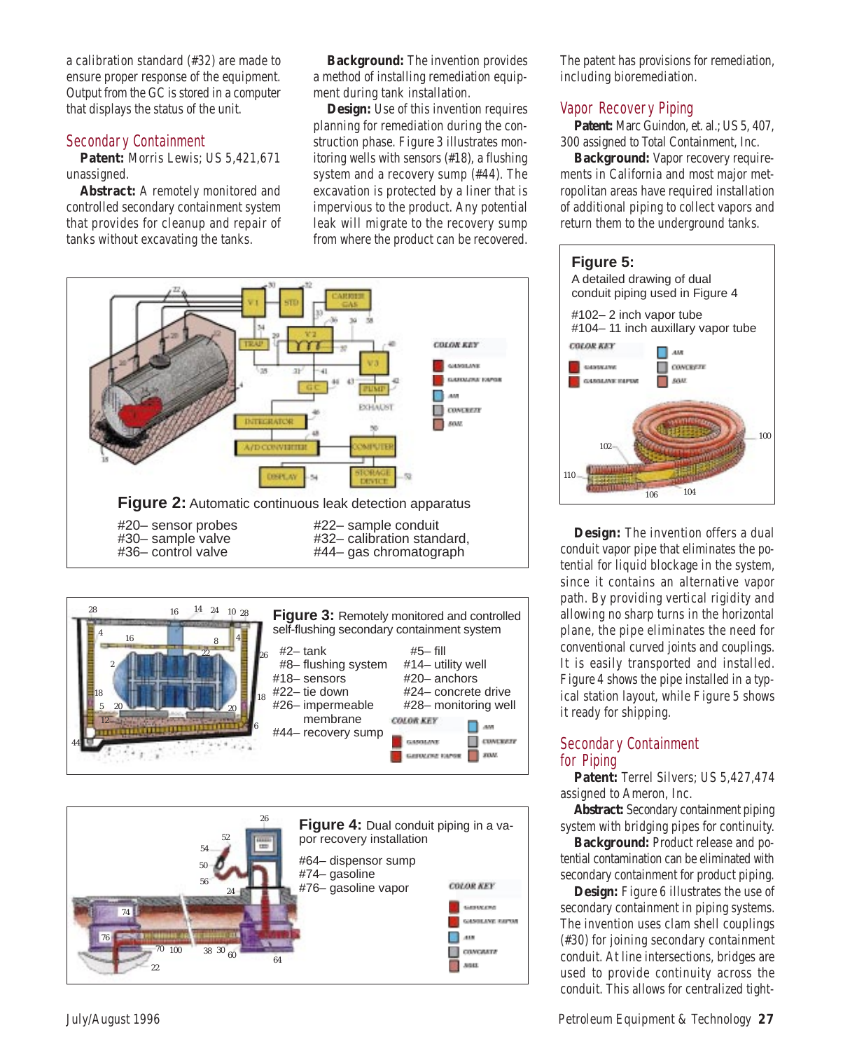a calibration standard (#32) are made to ensure proper response of the equipment. Output from the GC is stored in a computer that displays the status of the unit.

## Secondary Containment

**Patent:** Morris Lewis; US 5,421,671 unassigned.

**Abstract:** A remotely monitored and controlled secondary containment system that provides for cleanup and repair of tanks without excavating the tanks.

**Background:** The invention provides a method of installing remediation equipment during tank installation.

**Design:** Use of this invention requires planning for remediation during the construction phase. Figure 3 illustrates monitoring wells with sensors (#18), a flushing system and a recovery sump (#44). The excavation is protected by a liner that is impervious to the product. Any potential leak will migrate to the recovery sump from where the product can be recovered. The patent has provisions for remediation, including bioremediation.

**Figure 2:** Automatic continuous leak detection apparatus

#20– sensor probes
#22– sample conduit
#30– sample valve
#32– calibration standard,
#36– control valve
#44– gas chromatograph

**Figure 3:** Remotely monitored and controlled self-flushing secondary containment system

#2– tank
#5– fill
#8– flushing system
#14– utility well
#18– sensors
#20– anchors
#22– tie down
#24– concrete drive
#26– impermeable membrane
#28– monitoring well
#44– recovery sump

**Figure 4:** Dual conduit piping in a vapor recovery installation

#64– dispensor sump
#74– gasoline
#76– gasoline vapor

## Vapor Recovery Piping

**Patent:** Marc Guindon, et. al.; US 5,407,300 assigned to Total Containment, Inc.

**Background:** Vapor recovery requirements in California and most major metropolitan areas have required installation of additional piping to collect vapors and return them to the underground tanks.

**Figure 5:** A detailed drawing of dual conduit piping used in Figure 4

#102– 2 inch vapor tube
#104– 11 inch auxillary vapor tube

**Design:** The invention offers a dual conduit vapor pipe that eliminates the potential for liquid blockage in the system, since it contains an alternative vapor path. By providing vertical rigidity and allowing no sharp turns in the horizontal plane, the pipe eliminates the need for conventional curved joints and couplings. It is easily transported and installed. Figure 4 shows the pipe installed in a typical station layout, while Figure 5 shows it ready for shipping.

## Secondary Containment for Piping

**Patent:** Terrel Silvers; US 5,427,474 assigned to Ameron, Inc.

**Abstract:** Secondary containment piping system with bridging pipes for continuity.

**Background:** Product release and potential contamination can be eliminated with secondary containment for product piping.

**Design:** Figure 6 illustrates the use of secondary containment in piping systems. The invention uses clam shell couplings (#30) for joining secondary containment conduit. At line intersections, bridges are used to provide continuity across the conduit. This allows for centralized tight-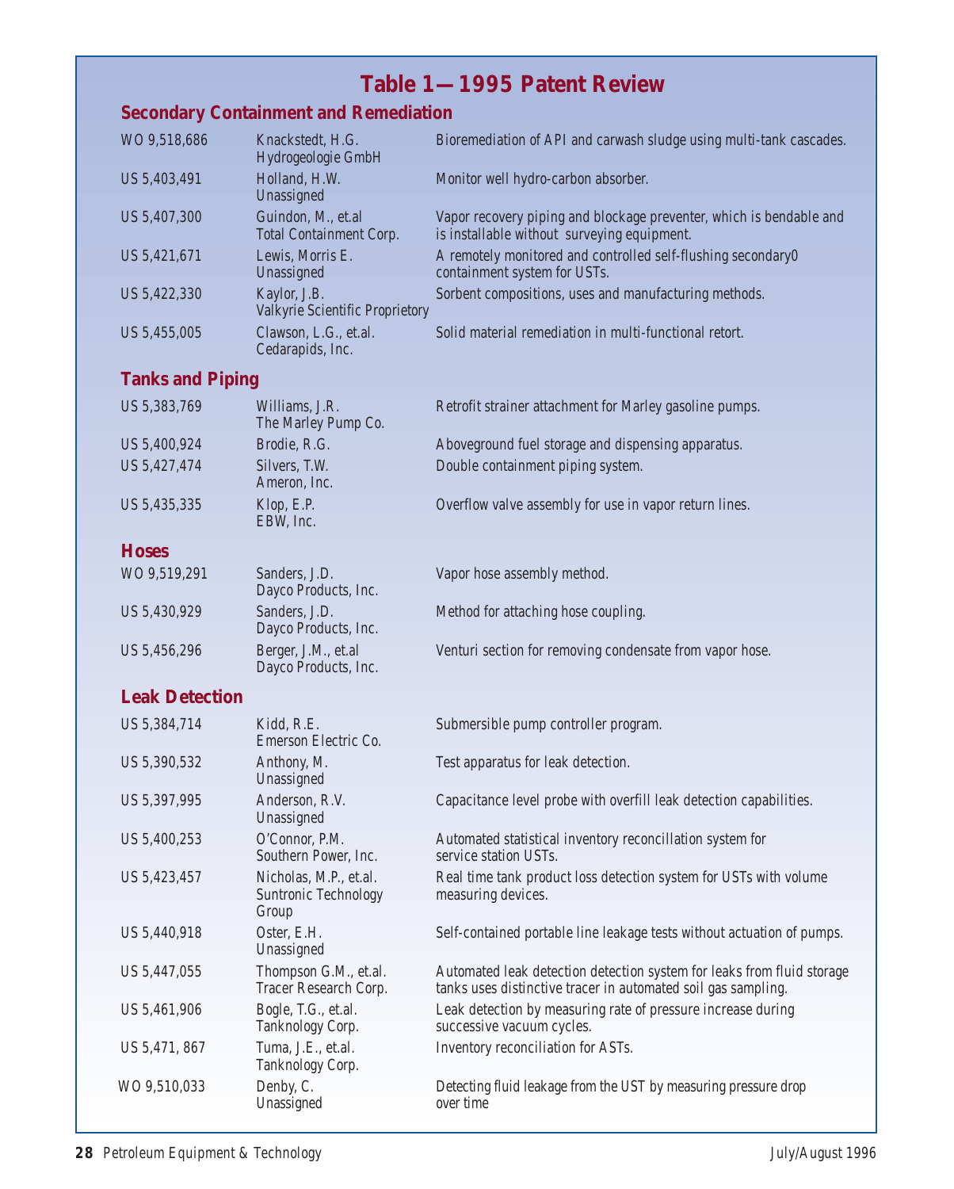# Table 1—1995 Patent Review

## Secondary Containment and Remediation

| Patent | Inventor / Assignee | Description |
|---|---|---|
| WO 9,518,686 | Knackstedt, H.G. Hydrogeologie GmbH | Bioremediation of API and carwash sludge using multi-tank cascades. |
| US 5,403,491 | Holland, H.W. Unassigned | Monitor well hydro-carbon absorber. |
| US 5,407,300 | Guindon, M., et.al Total Containment Corp. | Vapor recovery piping and blockage preventer, which is bendable and is installable without surveying equipment. |
| US 5,421,671 | Lewis, Morris E. Unassigned | A remotely monitored and controlled self-flushing secondary0 containment system for USTs. |
| US 5,422,330 | Kaylor, J.B. Valkyrie Scientific Proprietory | Sorbent compositions, uses and manufacturing methods. |
| US 5,455,005 | Clawson, L.G., et.al. Cedarapids, Inc. | Solid material remediation in multi-functional retort. |

## Tanks and Piping

| Patent | Inventor / Assignee | Description |
|---|---|---|
| US 5,383,769 | Williams, J.R. The Marley Pump Co. | Retrofit strainer attachment for Marley gasoline pumps. |
| US 5,400,924 | Brodie, R.G. | Aboveground fuel storage and dispensing apparatus. |
| US 5,427,474 | Silvers, T.W. Ameron, Inc. | Double containment piping system. |
| US 5,435,335 | Klop, E.P. EBW, Inc. | Overflow valve assembly for use in vapor return lines. |

## Hoses

| Patent | Inventor / Assignee | Description |
|---|---|---|
| WO 9,519,291 | Sanders, J.D. Dayco Products, Inc. | Vapor hose assembly method. |
| US 5,430,929 | Sanders, J.D. Dayco Products, Inc. | Method for attaching hose coupling. |
| US 5,456,296 | Berger, J.M., et.al Dayco Products, Inc. | Venturi section for removing condensate from vapor hose. |

## Leak Detection

| Patent | Inventor / Assignee | Description |
|---|---|---|
| US 5,384,714 | Kidd, R.E. Emerson Electric Co. | Submersible pump controller program. |
| US 5,390,532 | Anthony, M. Unassigned | Test apparatus for leak detection. |
| US 5,397,995 | Anderson, R.V. Unassigned | Capacitance level probe with overfill leak detection capabilities. |
| US 5,400,253 | O'Connor, P.M. Southern Power, Inc. | Automated statistical inventory reconcillation system for service station USTs. |
| US 5,423,457 | Nicholas, M.P., et.al. Suntronic Technology Group | Real time tank product loss detection system for USTs with volume measuring devices. |
| US 5,440,918 | Oster, E.H. Unassigned | Self-contained portable line leakage tests without actuation of pumps. |
| US 5,447,055 | Thompson G.M., et.al. Tracer Research Corp. | Automated leak detection detection system for leaks from fluid storage tanks uses distinctive tracer in automated soil gas sampling. |
| US 5,461,906 | Bogle, T.G., et.al. Tanknology Corp. | Leak detection by measuring rate of pressure increase during successive vacuum cycles. |
| US 5,471, 867 | Tuma, J.E., et.al. Tanknology Corp. | Inventory reconciliation for ASTs. |
| WO 9,510,033 | Denby, C. Unassigned | Detecting fluid leakage from the UST by measuring pressure drop over time |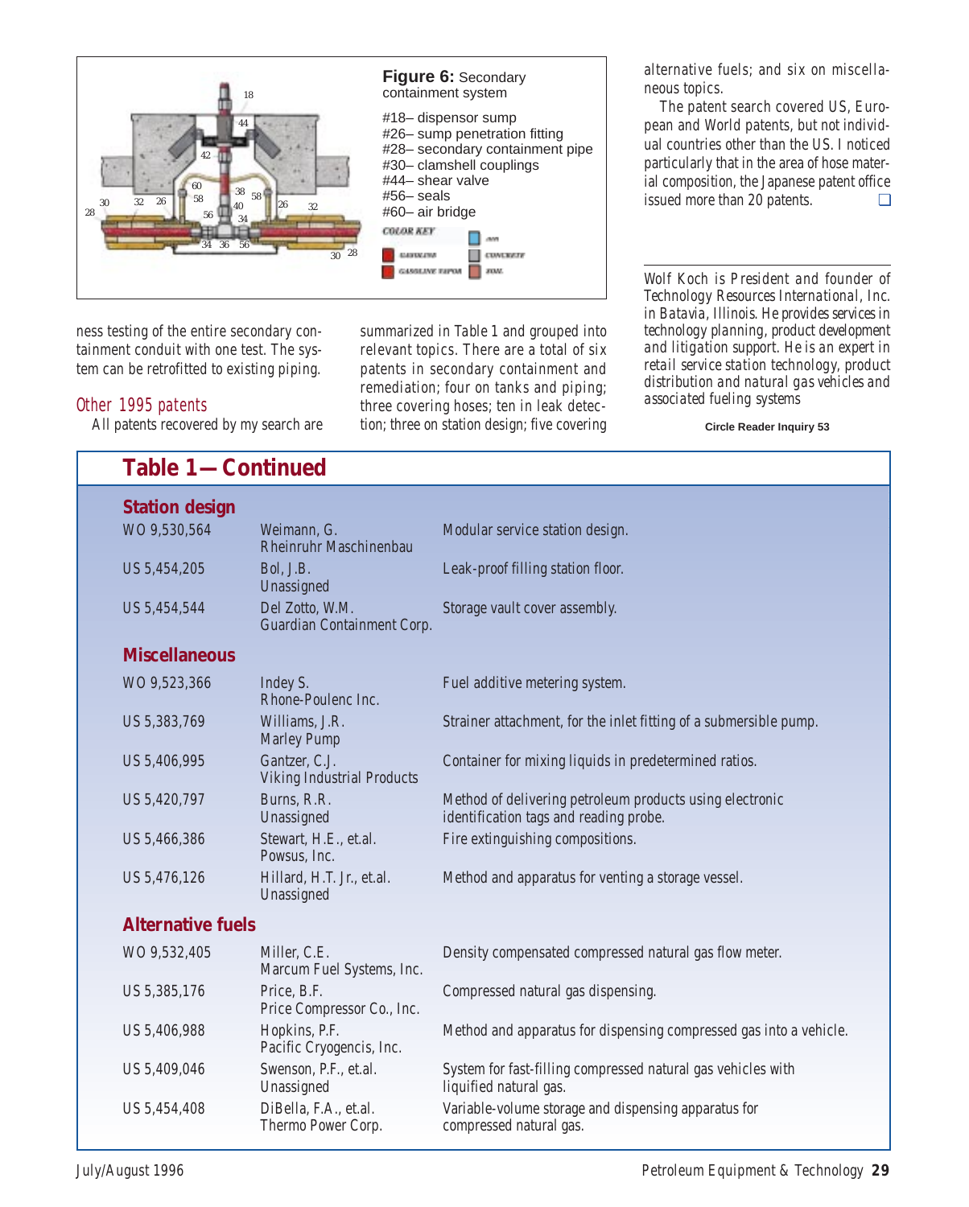**Figure 6:** Secondary containment system

#18– dispensor sump
#26– sump penetration fitting
#28– secondary containment pipe
#30– clamshell couplings
#44– shear valve
#56– seals
#60– air bridge

ness testing of the entire secondary containment conduit with one test. The system can be retrofitted to existing piping.

## Other 1995 patents

All patents recovered by my search are summarized in Table 1 and grouped into relevant topics. There are a total of six patents in secondary containment and remediation; four on tanks and piping; three covering hoses; ten in leak detection; three on station design; five covering alternative fuels; and six on miscellaneous topics.

The patent search covered US, European and World patents, but not individual countries other than the US. I noticed particularly that in the area of hose material composition, the Japanese patent office issued more than 20 patents. ❑

---

*Wolf Koch is President and founder of Technology Resources International, Inc. in Batavia, Illinois. He provides services in technology planning, product development and litigation support. He is an expert in retail service station technology, product distribution and natural gas vehicles and associated fueling systems*

**Circle Reader Inquiry 53**

## Table 1—Continued

| | | |
|---|---|---|
| **Station design** | | |
| WO 9,530,564 | Weimann, G.<br>Rheinruhr Maschinenbau | Modular service station design. |
| US 5,454,205 | Bol, J.B.<br>Unassigned | Leak-proof filling station floor. |
| US 5,454,544 | Del Zotto, W.M.<br>Guardian Containment Corp. | Storage vault cover assembly. |
| **Miscellaneous** | | |
| WO 9,523,366 | Indey S.<br>Rhone-Poulenc Inc. | Fuel additive metering system. |
| US 5,383,769 | Williams, J.R.<br>Marley Pump | Strainer attachment, for the inlet fitting of a submersible pump. |
| US 5,406,995 | Gantzer, C.J.<br>Viking Industrial Products | Container for mixing liquids in predetermined ratios. |
| US 5,420,797 | Burns, R.R.<br>Unassigned | Method of delivering petroleum products using electronic identification tags and reading probe. |
| US 5,466,386 | Stewart, H.E., et.al.<br>Powsus, Inc. | Fire extinguishing compositions. |
| US 5,476,126 | Hillard, H.T. Jr., et.al.<br>Unassigned | Method and apparatus for venting a storage vessel. |
| **Alternative fuels** | | |
| WO 9,532,405 | Miller, C.E.<br>Marcum Fuel Systems, Inc. | Density compensated compressed natural gas flow meter. |
| US 5,385,176 | Price, B.F.<br>Price Compressor Co., Inc. | Compressed natural gas dispensing. |
| US 5,406,988 | Hopkins, P.F.<br>Pacific Cryogencis, Inc. | Method and apparatus for dispensing compressed gas into a vehicle. |
| US 5,409,046 | Swenson, P.F., et.al.<br>Unassigned | System for fast-filling compressed natural gas vehicles with liquified natural gas. |
| US 5,454,408 | DiBella, F.A., et.al.<br>Thermo Power Corp. | Variable-volume storage and dispensing apparatus for compressed natural gas. |